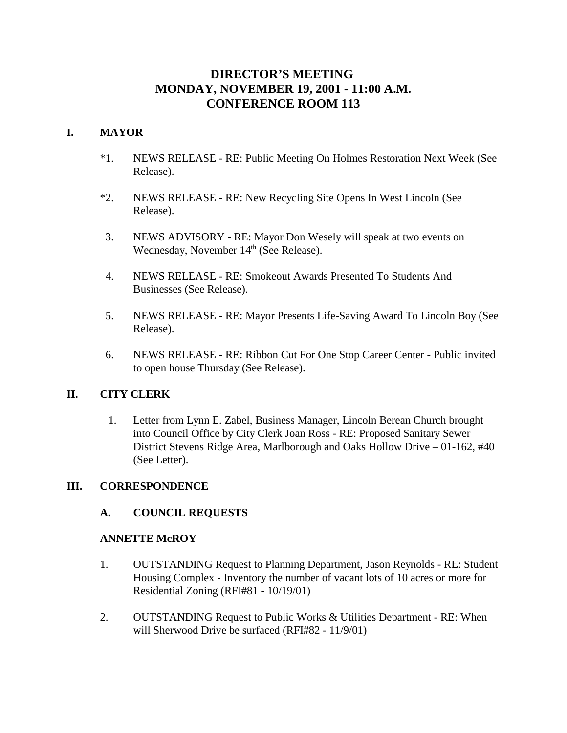# DIRECTOR'S MEETING
# MONDAY, NOVEMBER 19, 2001 - 11:00 A.M.
# CONFERENCE ROOM 113

## I. MAYOR

*1. NEWS RELEASE - RE: Public Meeting On Holmes Restoration Next Week (See Release).

*2. NEWS RELEASE - RE: New Recycling Site Opens In West Lincoln (See Release).

3. NEWS ADVISORY - RE: Mayor Don Wesely will speak at two events on Wednesday, November 14th (See Release).

4. NEWS RELEASE - RE: Smokeout Awards Presented To Students And Businesses (See Release).

5. NEWS RELEASE - RE: Mayor Presents Life-Saving Award To Lincoln Boy (See Release).

6. NEWS RELEASE - RE: Ribbon Cut For One Stop Career Center - Public invited to open house Thursday (See Release).

## II. CITY CLERK

1. Letter from Lynn E. Zabel, Business Manager, Lincoln Berean Church brought into Council Office by City Clerk Joan Ross - RE: Proposed Sanitary Sewer District Stevens Ridge Area, Marlborough and Oaks Hollow Drive – 01-162, #40 (See Letter).

## III. CORRESPONDENCE

### A. COUNCIL REQUESTS

**ANNETTE McROY**

1. OUTSTANDING Request to Planning Department, Jason Reynolds - RE: Student Housing Complex - Inventory the number of vacant lots of 10 acres or more for Residential Zoning (RFI#81 - 10/19/01)

2. OUTSTANDING Request to Public Works & Utilities Department - RE: When will Sherwood Drive be surfaced (RFI#82 - 11/9/01)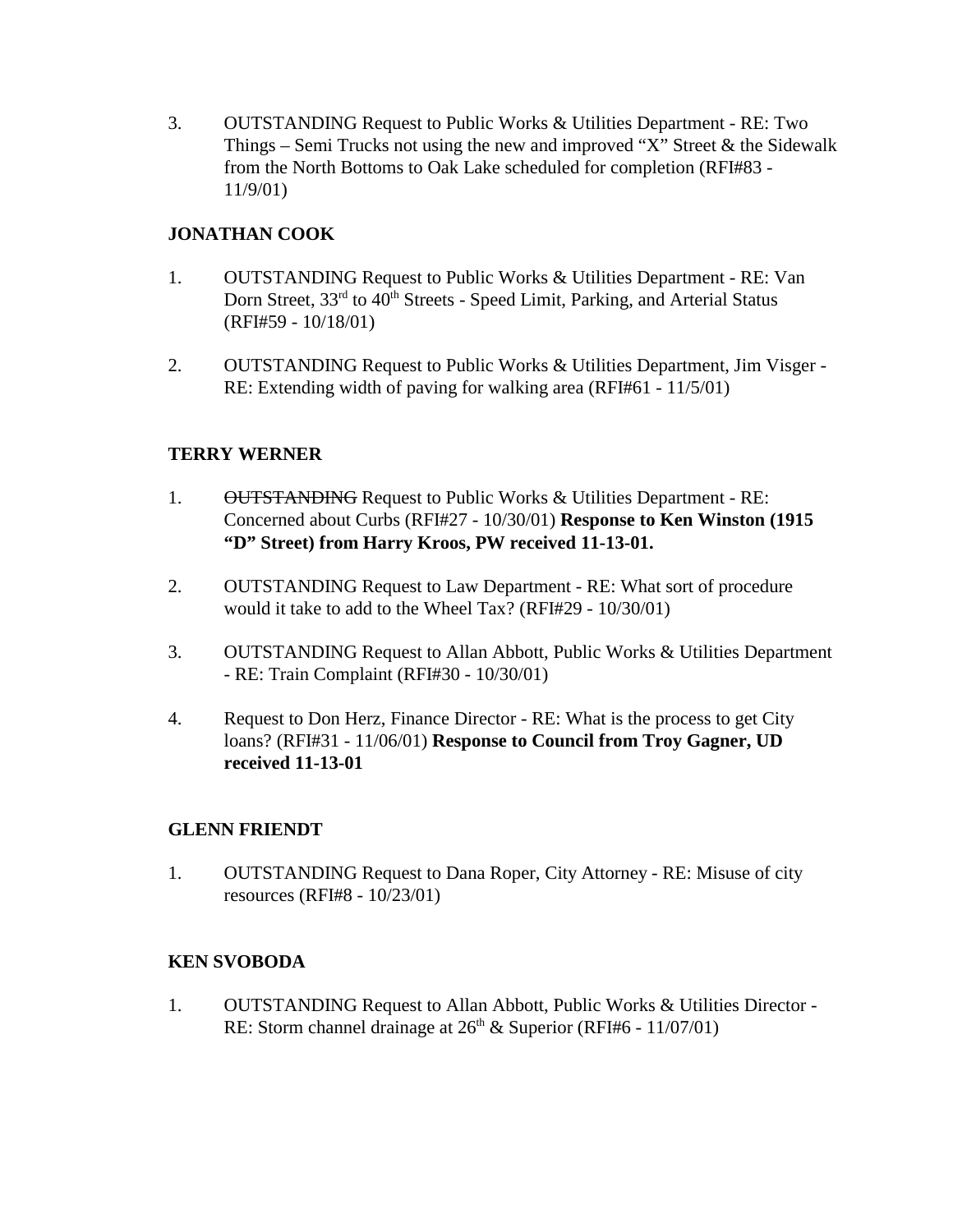3. OUTSTANDING Request to Public Works & Utilities Department - RE: Two Things – Semi Trucks not using the new and improved “X” Street & the Sidewalk from the North Bottoms to Oak Lake scheduled for completion (RFI#83 - 11/9/01)

**JONATHAN COOK**

1. OUTSTANDING Request to Public Works & Utilities Department - RE: Van Dorn Street, 33rd to 40th Streets - Speed Limit, Parking, and Arterial Status (RFI#59 - 10/18/01)

2. OUTSTANDING Request to Public Works & Utilities Department, Jim Visger - RE: Extending width of paving for walking area (RFI#61 - 11/5/01)

**TERRY WERNER**

1. ~~OUTSTANDING~~ Request to Public Works & Utilities Department - RE: Concerned about Curbs (RFI#27 - 10/30/01) **Response to Ken Winston (1915 “D” Street) from Harry Kroos, PW received 11-13-01.**

2. OUTSTANDING Request to Law Department - RE: What sort of procedure would it take to add to the Wheel Tax? (RFI#29 - 10/30/01)

3. OUTSTANDING Request to Allan Abbott, Public Works & Utilities Department - RE: Train Complaint (RFI#30 - 10/30/01)

4. Request to Don Herz, Finance Director - RE: What is the process to get City loans? (RFI#31 - 11/06/01) **Response to Council from Troy Gagner, UD received 11-13-01**

**GLENN FRIENDT**

1. OUTSTANDING Request to Dana Roper, City Attorney - RE: Misuse of city resources (RFI#8 - 10/23/01)

**KEN SVOBODA**

1. OUTSTANDING Request to Allan Abbott, Public Works & Utilities Director - RE: Storm channel drainage at 26th & Superior (RFI#6 - 11/07/01)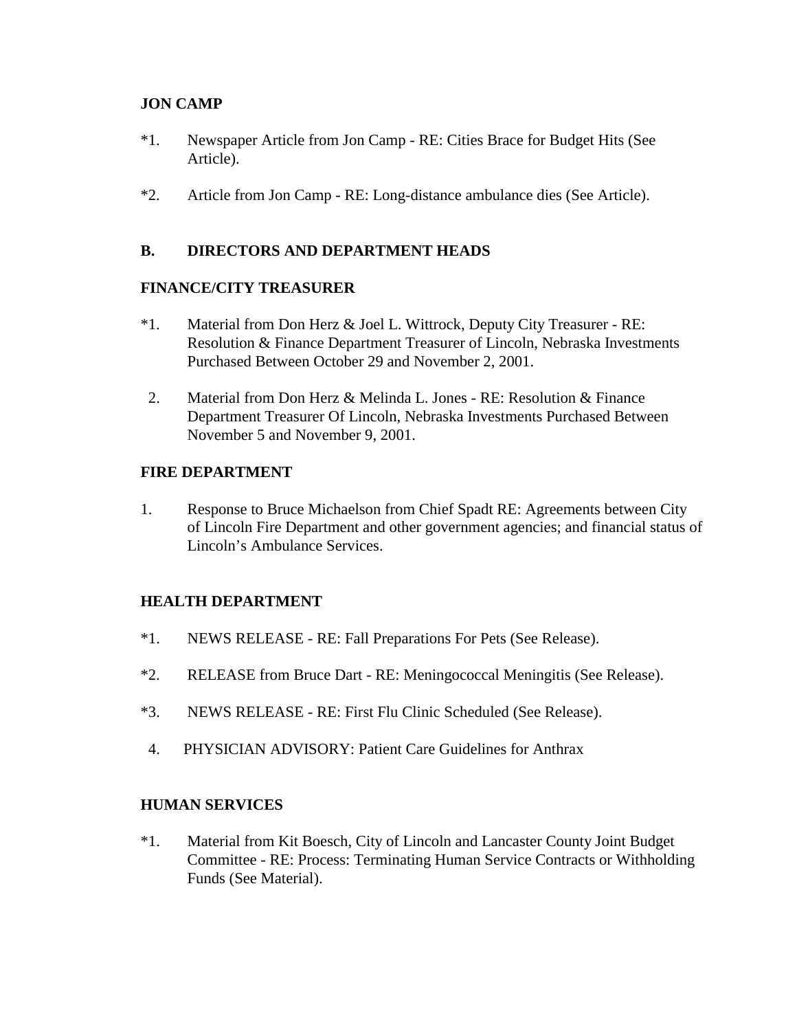**JON CAMP**

*1. Newspaper Article from Jon Camp - RE: Cities Brace for Budget Hits (See Article).

*2. Article from Jon Camp - RE: Long-distance ambulance dies (See Article).

**B. DIRECTORS AND DEPARTMENT HEADS**

**FINANCE/CITY TREASURER**

*1. Material from Don Herz & Joel L. Wittrock, Deputy City Treasurer - RE: Resolution & Finance Department Treasurer of Lincoln, Nebraska Investments Purchased Between October 29 and November 2, 2001.

2. Material from Don Herz & Melinda L. Jones - RE: Resolution & Finance Department Treasurer Of Lincoln, Nebraska Investments Purchased Between November 5 and November 9, 2001.

**FIRE DEPARTMENT**

1. Response to Bruce Michaelson from Chief Spadt RE: Agreements between City of Lincoln Fire Department and other government agencies; and financial status of Lincoln's Ambulance Services.

**HEALTH DEPARTMENT**

*1. NEWS RELEASE - RE: Fall Preparations For Pets (See Release).

*2. RELEASE from Bruce Dart - RE: Meningococcal Meningitis (See Release).

*3. NEWS RELEASE - RE: First Flu Clinic Scheduled (See Release).

4. PHYSICIAN ADVISORY: Patient Care Guidelines for Anthrax

**HUMAN SERVICES**

*1. Material from Kit Boesch, City of Lincoln and Lancaster County Joint Budget Committee - RE: Process: Terminating Human Service Contracts or Withholding Funds (See Material).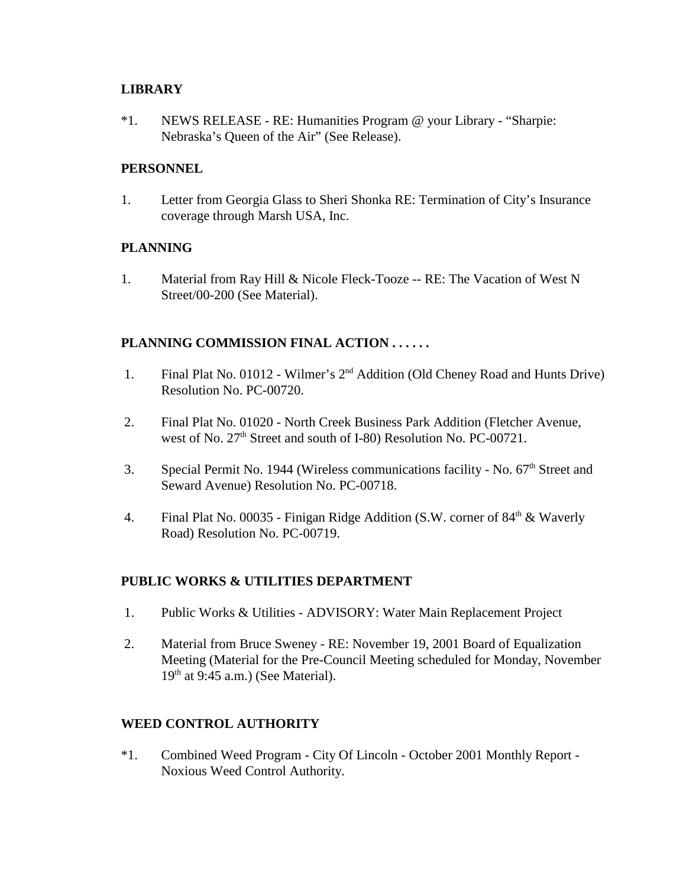**LIBRARY**

*1. NEWS RELEASE - RE: Humanities Program @ your Library - "Sharpie: Nebraska's Queen of the Air" (See Release).

**PERSONNEL**

1. Letter from Georgia Glass to Sheri Shonka RE: Termination of City's Insurance coverage through Marsh USA, Inc.

**PLANNING**

1. Material from Ray Hill & Nicole Fleck-Tooze -- RE: The Vacation of West N Street/00-200 (See Material).

**PLANNING COMMISSION FINAL ACTION . . . . . .**

1. Final Plat No. 01012 - Wilmer's 2nd Addition (Old Cheney Road and Hunts Drive) Resolution No. PC-00720.

2. Final Plat No. 01020 - North Creek Business Park Addition (Fletcher Avenue, west of No. 27th Street and south of I-80) Resolution No. PC-00721.

3. Special Permit No. 1944 (Wireless communications facility - No. 67th Street and Seward Avenue) Resolution No. PC-00718.

4. Final Plat No. 00035 - Finigan Ridge Addition (S.W. corner of 84th & Waverly Road) Resolution No. PC-00719.

**PUBLIC WORKS & UTILITIES DEPARTMENT**

1. Public Works & Utilities - ADVISORY: Water Main Replacement Project

2. Material from Bruce Sweney - RE: November 19, 2001 Board of Equalization Meeting (Material for the Pre-Council Meeting scheduled for Monday, November 19th at 9:45 a.m.) (See Material).

**WEED CONTROL AUTHORITY**

*1. Combined Weed Program - City Of Lincoln - October 2001 Monthly Report - Noxious Weed Control Authority.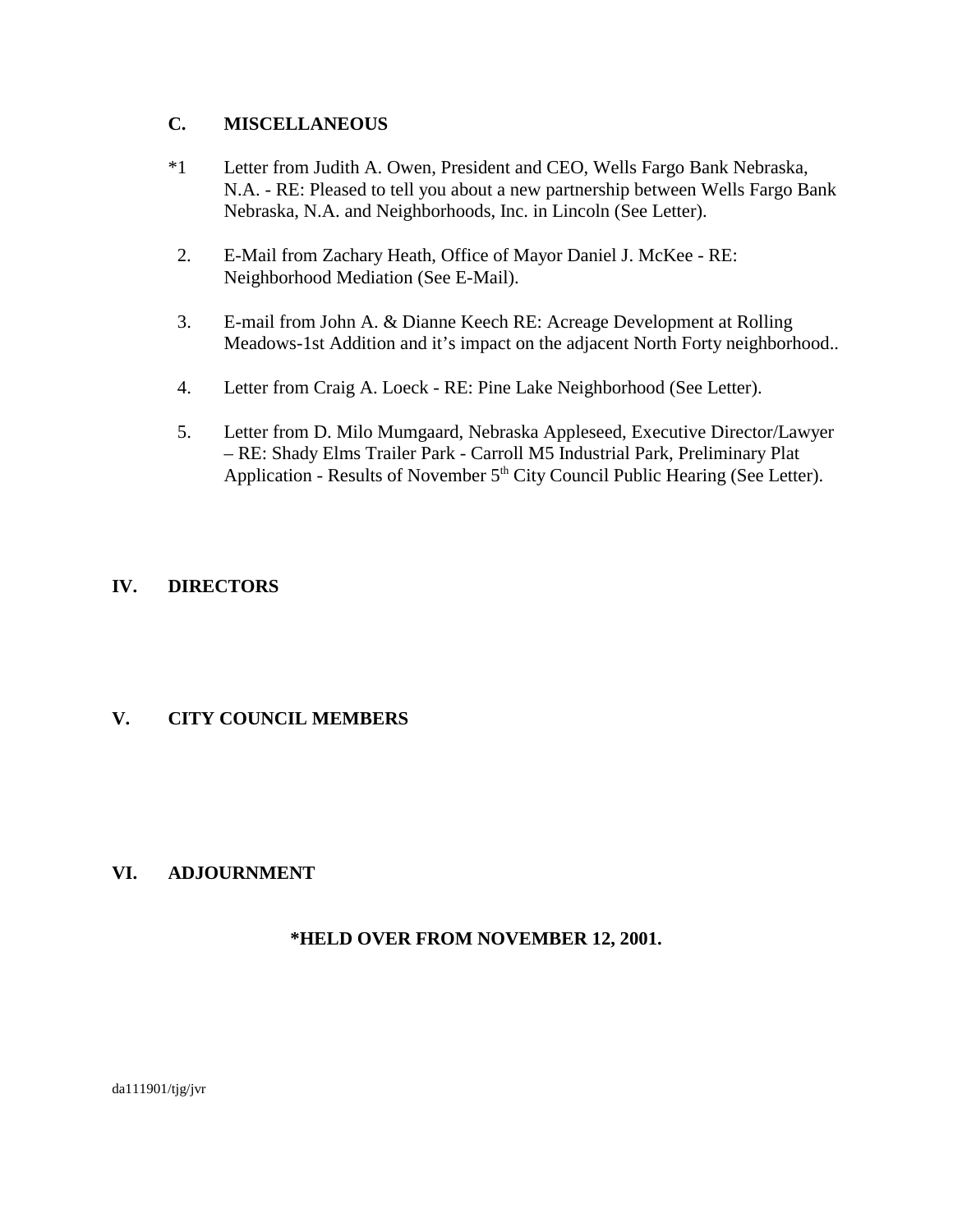### C. MISCELLANEOUS

*1 Letter from Judith A. Owen, President and CEO, Wells Fargo Bank Nebraska, N.A. - RE: Pleased to tell you about a new partnership between Wells Fargo Bank Nebraska, N.A. and Neighborhoods, Inc. in Lincoln (See Letter).

2. E-Mail from Zachary Heath, Office of Mayor Daniel J. McKee - RE: Neighborhood Mediation (See E-Mail).

3. E-mail from John A. & Dianne Keech RE: Acreage Development at Rolling Meadows-1st Addition and it's impact on the adjacent North Forty neighborhood..

4. Letter from Craig A. Loeck - RE: Pine Lake Neighborhood (See Letter).

5. Letter from D. Milo Mumgaard, Nebraska Appleseed, Executive Director/Lawyer – RE: Shady Elms Trailer Park - Carroll M5 Industrial Park, Preliminary Plat Application - Results of November 5th City Council Public Hearing (See Letter).

## IV. DIRECTORS

## V. CITY COUNCIL MEMBERS

## VI. ADJOURNMENT

**\*HELD OVER FROM NOVEMBER 12, 2001.**

da111901/tjg/jvr